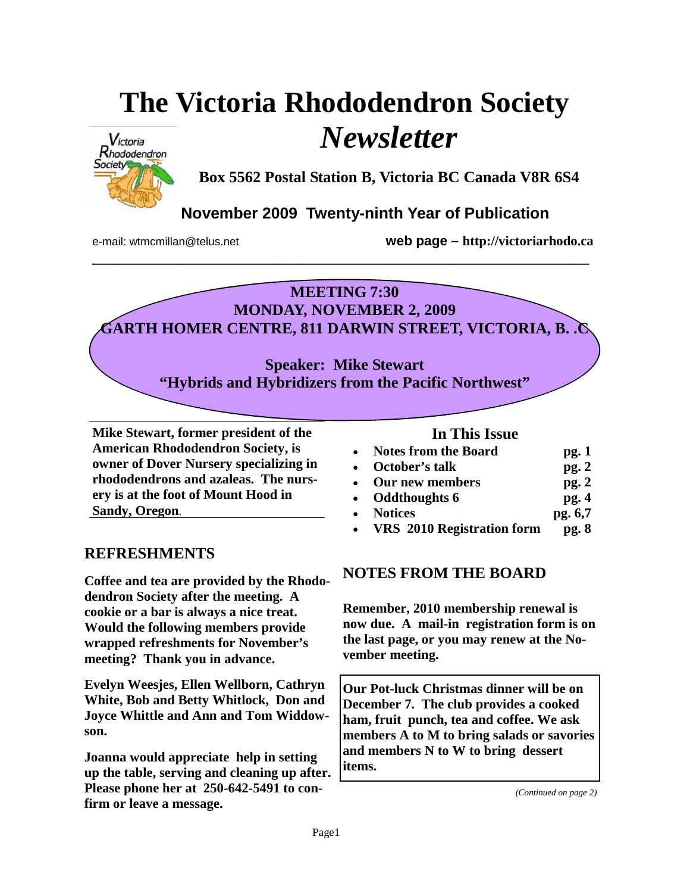# The Victoria Rhododendron Society *Newsletter*

**Box 5562 Postal Station B, Victoria BC Canada V8R 6S4**

**November 2009 Twenty-ninth Year of Publication**

e-mail: wtmcmillan@telus.net **web page – http://victoriarhodo.ca**

---

**MEETING 7:30**
**MONDAY, NOVEMBER 2, 2009**
**GARTH HOMER CENTRE, 811 DARWIN STREET, VICTORIA, B. .C**

**Speaker: Mike Stewart**
**"Hybrids and Hybridizers from the Pacific Northwest"**

**Mike Stewart, former president of the American Rhododendron Society, is owner of Dover Nursery specializing in rhododendrons and azaleas. The nursery is at the foot of Mount Hood in Sandy, Oregon.**

## In This Issue

| | |
|---|---|
| • **Notes from the Board** | **pg. 1** |
| • **October's talk** | **pg. 2** |
| • **Our new members** | **pg. 2** |
| • **Oddthoughts 6** | **pg. 4** |
| • **Notices** | **pg. 6,7** |
| • **VRS 2010 Registration form** | **pg. 8** |

## REFRESHMENTS

**Coffee and tea are provided by the Rhododendron Society after the meeting. A cookie or a bar is always a nice treat. Would the following members provide wrapped refreshments for November's meeting? Thank you in advance.**

**Evelyn Weesjes, Ellen Wellborn, Cathryn White, Bob and Betty Whitlock, Don and Joyce Whittle and Ann and Tom Widdowson.**

**Joanna would appreciate help in setting up the table, serving and cleaning up after. Please phone her at 250-642-5491 to confirm or leave a message.**

## NOTES FROM THE BOARD

**Remember, 2010 membership renewal is now due. A mail-in registration form is on the last page, or you may renew at the November meeting.**

**Our Pot-luck Christmas dinner will be on December 7. The club provides a cooked ham, fruit punch, tea and coffee. We ask members A to M to bring salads or savories and members N to W to bring dessert items.**

*(Continued on page 2)*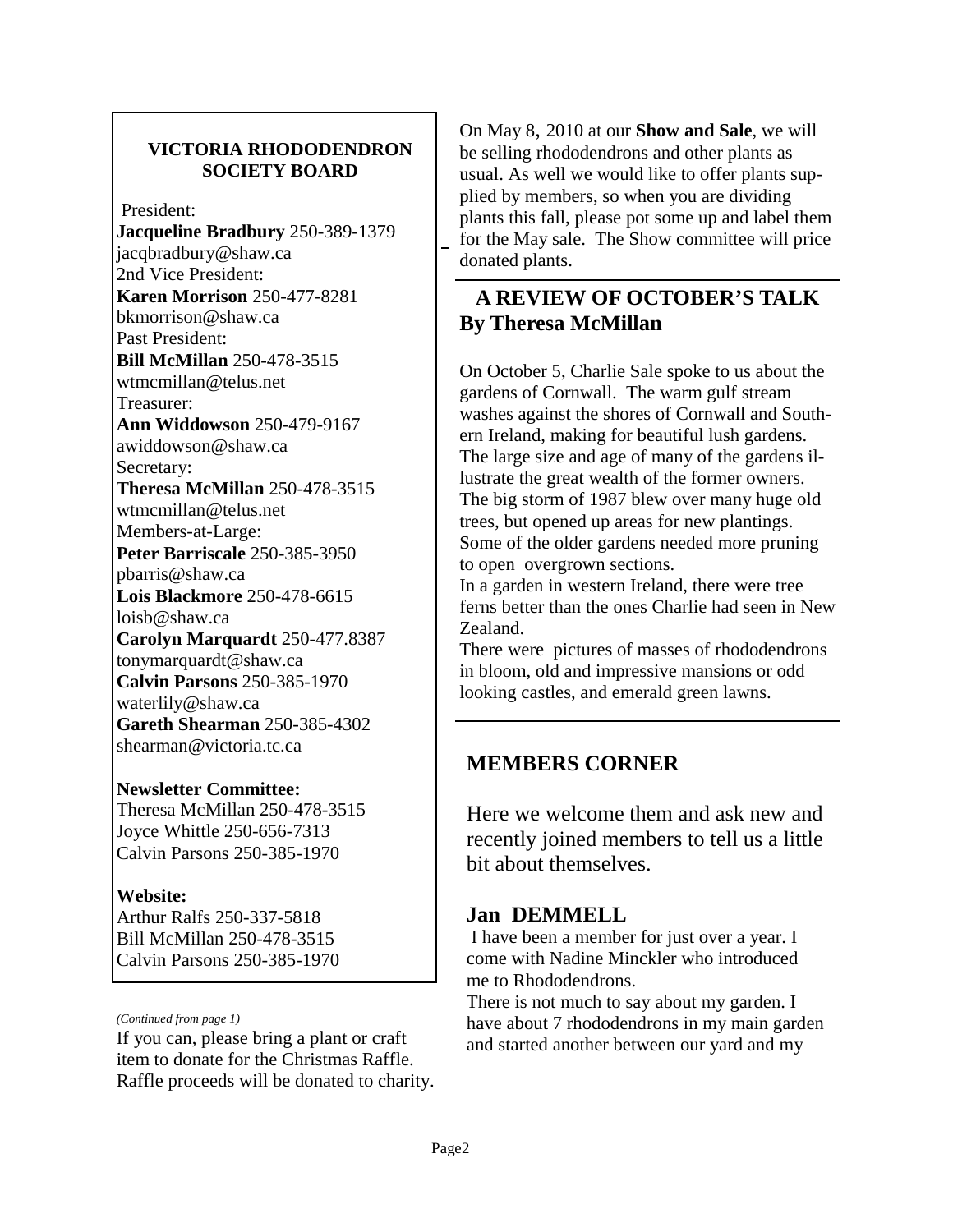**VICTORIA RHODODENDRON SOCIETY BOARD**

President:
**Jacqueline Bradbury** 250-389-1379
jacqbradbury@shaw.ca
2nd Vice President:
**Karen Morrison** 250-477-8281
bkmorrison@shaw.ca
Past President:
**Bill McMillan** 250-478-3515
wtmcmillan@telus.net
Treasurer:
**Ann Widdowson** 250-479-9167
awiddowson@shaw.ca
Secretary:
**Theresa McMillan** 250-478-3515
wtmcmillan@telus.net
Members-at-Large:
**Peter Barriscale** 250-385-3950
pbarris@shaw.ca
**Lois Blackmore** 250-478-6615
loisb@shaw.ca
**Carolyn Marquardt** 250-477.8387
tonymarquardt@shaw.ca
**Calvin Parsons** 250-385-1970
waterlily@shaw.ca
**Gareth Shearman** 250-385-4302
shearman@victoria.tc.ca

**Newsletter Committee:**
Theresa McMillan 250-478-3515
Joyce Whittle 250-656-7313
Calvin Parsons 250-385-1970

**Website:**
Arthur Ralfs 250-337-5818
Bill McMillan 250-478-3515
Calvin Parsons 250-385-1970

*(Continued from page 1)*

If you can, please bring a plant or craft item to donate for the Christmas Raffle. Raffle proceeds will be donated to charity.

On May 8, 2010 at our **Show and Sale**, we will be selling rhododendrons and other plants as usual. As well we would like to offer plants supplied by members, so when you are dividing plants this fall, please pot some up and label them for the May sale. The Show committee will price donated plants.

## A REVIEW OF OCTOBER'S TALK By Theresa McMillan

On October 5, Charlie Sale spoke to us about the gardens of Cornwall. The warm gulf stream washes against the shores of Cornwall and Southern Ireland, making for beautiful lush gardens. The large size and age of many of the gardens illustrate the great wealth of the former owners. The big storm of 1987 blew over many huge old trees, but opened up areas for new plantings. Some of the older gardens needed more pruning to open overgrown sections.

In a garden in western Ireland, there were tree ferns better than the ones Charlie had seen in New Zealand.

There were pictures of masses of rhododendrons in bloom, old and impressive mansions or odd looking castles, and emerald green lawns.

## MEMBERS CORNER

Here we welcome them and ask new and recently joined members to tell us a little bit about themselves.

### Jan DEMMELL

I have been a member for just over a year. I come with Nadine Minckler who introduced me to Rhododendrons.

There is not much to say about my garden. I have about 7 rhododendrons in my main garden and started another between our yard and my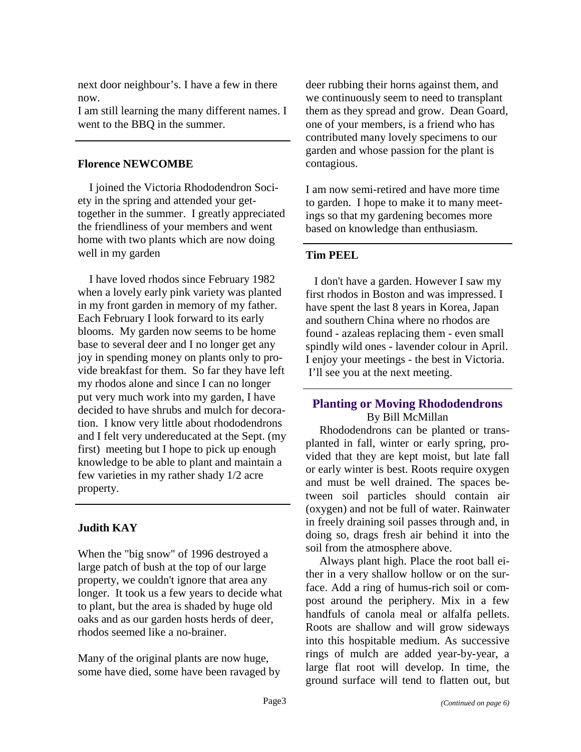next door neighbour's. I have a few in there now.

I am still learning the many different names. I went to the BBQ in the summer.

---

**Florence NEWCOMBE**

I joined the Victoria Rhododendron Society in the spring and attended your get-together in the summer. I greatly appreciated the friendliness of your members and went home with two plants which are now doing well in my garden

I have loved rhodos since February 1982 when a lovely early pink variety was planted in my front garden in memory of my father. Each February I look forward to its early blooms. My garden now seems to be home base to several deer and I no longer get any joy in spending money on plants only to provide breakfast for them. So far they have left my rhodos alone and since I can no longer put very much work into my garden, I have decided to have shrubs and mulch for decoration. I know very little about rhododendrons and I felt very undereducated at the Sept. (my first) meeting but I hope to pick up enough knowledge to be able to plant and maintain a few varieties in my rather shady 1/2 acre property.

---

**Judith KAY**

When the "big snow" of 1996 destroyed a large patch of bush at the top of our large property, we couldn't ignore that area any longer. It took us a few years to decide what to plant, but the area is shaded by huge old oaks and as our garden hosts herds of deer, rhodos seemed like a no-brainer.

Many of the original plants are now huge, some have died, some have been ravaged by deer rubbing their horns against them, and we continuously seem to need to transplant them as they spread and grow. Dean Goard, one of your members, is a friend who has contributed many lovely specimens to our garden and whose passion for the plant is contagious.

I am now semi-retired and have more time to garden. I hope to make it to many meetings so that my gardening becomes more based on knowledge than enthusiasm.

---

**Tim PEEL**

I don't have a garden. However I saw my first rhodos in Boston and was impressed. I have spent the last 8 years in Korea, Japan and southern China where no rhodos are found - azaleas replacing them - even small spindly wild ones - lavender colour in April. I enjoy your meetings - the best in Victoria. I'll see you at the next meeting.

---

## Planting or Moving Rhododendrons

By Bill McMillan

Rhododendrons can be planted or transplanted in fall, winter or early spring, provided that they are kept moist, but late fall or early winter is best. Roots require oxygen and must be well drained. The spaces between soil particles should contain air (oxygen) and not be full of water. Rainwater in freely draining soil passes through and, in doing so, drags fresh air behind it into the soil from the atmosphere above.

Always plant high. Place the root ball either in a very shallow hollow or on the surface. Add a ring of humus-rich soil or compost around the periphery. Mix in a few handfuls of canola meal or alfalfa pellets. Roots are shallow and will grow sideways into this hospitable medium. As successive rings of mulch are added year-by-year, a large flat root will develop. In time, the ground surface will tend to flatten out, but

*(Continued on page 6)*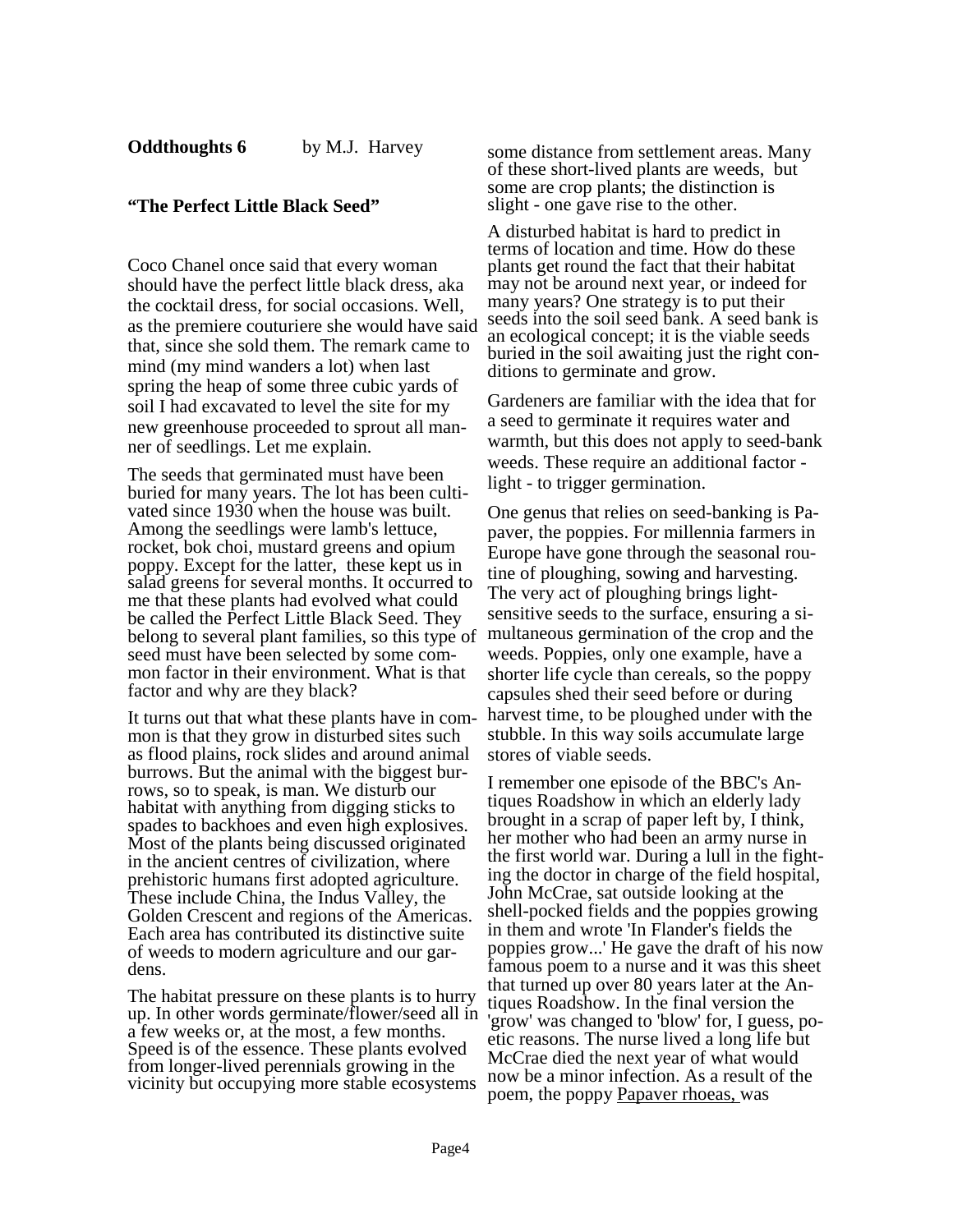**Oddthoughts 6** by M.J. Harvey

**"The Perfect Little Black Seed"**

Coco Chanel once said that every woman should have the perfect little black dress, aka the cocktail dress, for social occasions. Well, as the premiere couturiere she would have said that, since she sold them. The remark came to mind (my mind wanders a lot) when last spring the heap of some three cubic yards of soil I had excavated to level the site for my new greenhouse proceeded to sprout all manner of seedlings. Let me explain.

The seeds that germinated must have been buried for many years. The lot has been cultivated since 1930 when the house was built. Among the seedlings were lamb's lettuce, rocket, bok choi, mustard greens and opium poppy. Except for the latter, these kept us in salad greens for several months. It occurred to me that these plants had evolved what could be called the Perfect Little Black Seed. They belong to several plant families, so this type of seed must have been selected by some common factor in their environment. What is that factor and why are they black?

It turns out that what these plants have in common is that they grow in disturbed sites such as flood plains, rock slides and around animal burrows. But the animal with the biggest burrows, so to speak, is man. We disturb our habitat with anything from digging sticks to spades to backhoes and even high explosives. Most of the plants being discussed originated in the ancient centres of civilization, where prehistoric humans first adopted agriculture. These include China, the Indus Valley, the Golden Crescent and regions of the Americas. Each area has contributed its distinctive suite of weeds to modern agriculture and our gardens.

The habitat pressure on these plants is to hurry up. In other words germinate/flower/seed all in a few weeks or, at the most, a few months. Speed is of the essence. These plants evolved from longer-lived perennials growing in the vicinity but occupying more stable ecosystems some distance from settlement areas. Many of these short-lived plants are weeds, but some are crop plants; the distinction is slight - one gave rise to the other.

A disturbed habitat is hard to predict in terms of location and time. How do these plants get round the fact that their habitat may not be around next year, or indeed for many years? One strategy is to put their seeds into the soil seed bank. A seed bank is an ecological concept; it is the viable seeds buried in the soil awaiting just the right conditions to germinate and grow.

Gardeners are familiar with the idea that for a seed to germinate it requires water and warmth, but this does not apply to seed-bank weeds. These require an additional factor - light - to trigger germination.

One genus that relies on seed-banking is Papaver, the poppies. For millennia farmers in Europe have gone through the seasonal routine of ploughing, sowing and harvesting. The very act of ploughing brings light-sensitive seeds to the surface, ensuring a simultaneous germination of the crop and the weeds. Poppies, only one example, have a shorter life cycle than cereals, so the poppy capsules shed their seed before or during harvest time, to be ploughed under with the stubble. In this way soils accumulate large stores of viable seeds.

I remember one episode of the BBC's Antiques Roadshow in which an elderly lady brought in a scrap of paper left by, I think, her mother who had been an army nurse in the first world war. During a lull in the fighting the doctor in charge of the field hospital, John McCrae, sat outside looking at the shell-pocked fields and the poppies growing in them and wrote 'In Flander's fields the poppies grow...' He gave the draft of his now famous poem to a nurse and it was this sheet that turned up over 80 years later at the Antiques Roadshow. In the final version the 'grow' was changed to 'blow' for, I guess, poetic reasons. The nurse lived a long life but McCrae died the next year of what would now be a minor infection. As a result of the poem, the poppy <u>Papaver rhoeas,</u> was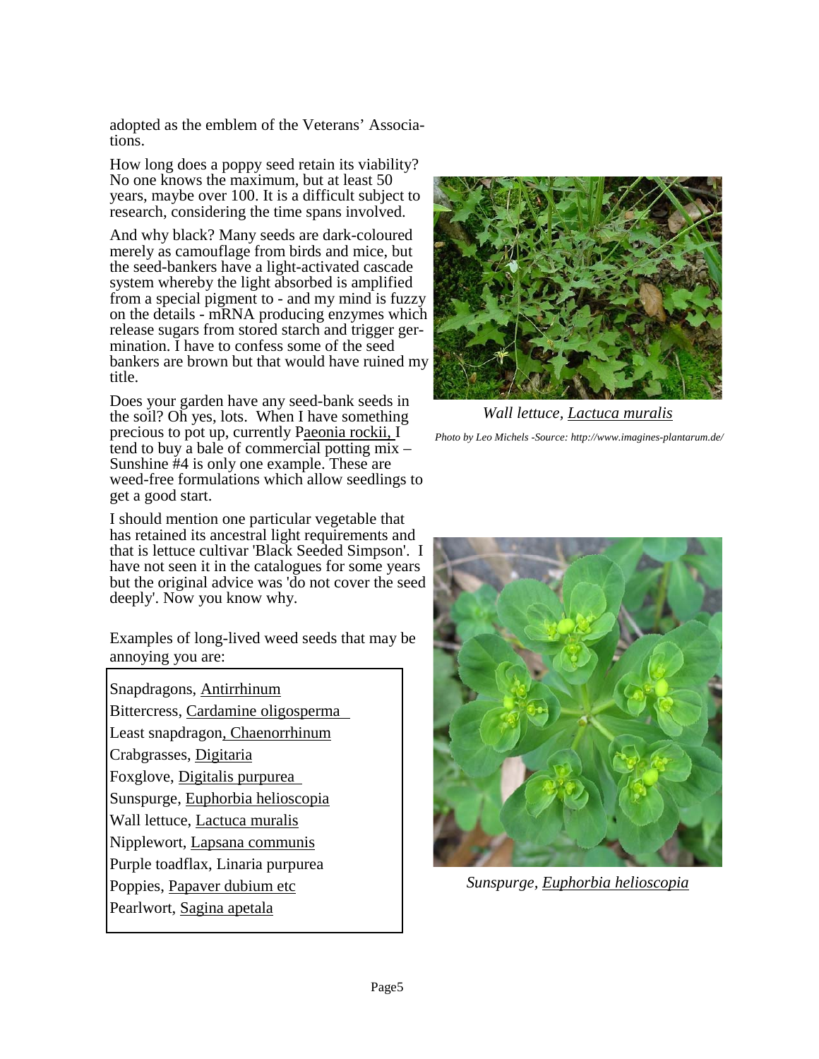adopted as the emblem of the Veterans' Associations.

How long does a poppy seed retain its viability? No one knows the maximum, but at least 50 years, maybe over 100. It is a difficult subject to research, considering the time spans involved.

And why black? Many seeds are dark-coloured merely as camouflage from birds and mice, but the seed-bankers have a light-activated cascade system whereby the light absorbed is amplified from a special pigment to - and my mind is fuzzy on the details - mRNA producing enzymes which release sugars from stored starch and trigger germination. I have to confess some of the seed bankers are brown but that would have ruined my title.

Does your garden have any seed-bank seeds in the soil? Oh yes, lots. When I have something precious to pot up, currently Paeonia rockii, I tend to buy a bale of commercial potting mix – Sunshine #4 is only one example. These are weed-free formulations which allow seedlings to get a good start.

I should mention one particular vegetable that has retained its ancestral light requirements and that is lettuce cultivar 'Black Seeded Simpson'. I have not seen it in the catalogues for some years but the original advice was 'do not cover the seed deeply'. Now you know why.

Examples of long-lived weed seeds that may be annoying you are:

- Snapdragons, Antirrhinum
- Bittercress, Cardamine oligosperma
- Least snapdragon, Chaenorrhinum
- Crabgrasses, Digitaria
- Foxglove, Digitalis purpurea
- Sunspurge, Euphorbia helioscopia
- Wall lettuce, Lactuca muralis
- Nipplewort, Lapsana communis
- Purple toadflax, Linaria purpurea
- Poppies, Papaver dubium etc
- Pearlwort, Sagina apetala

*Wall lettuce, Lactuca muralis*

*Photo by Leo Michels -Source: http://www.imagines-plantarum.de/*

*Sunspurge, Euphorbia helioscopia*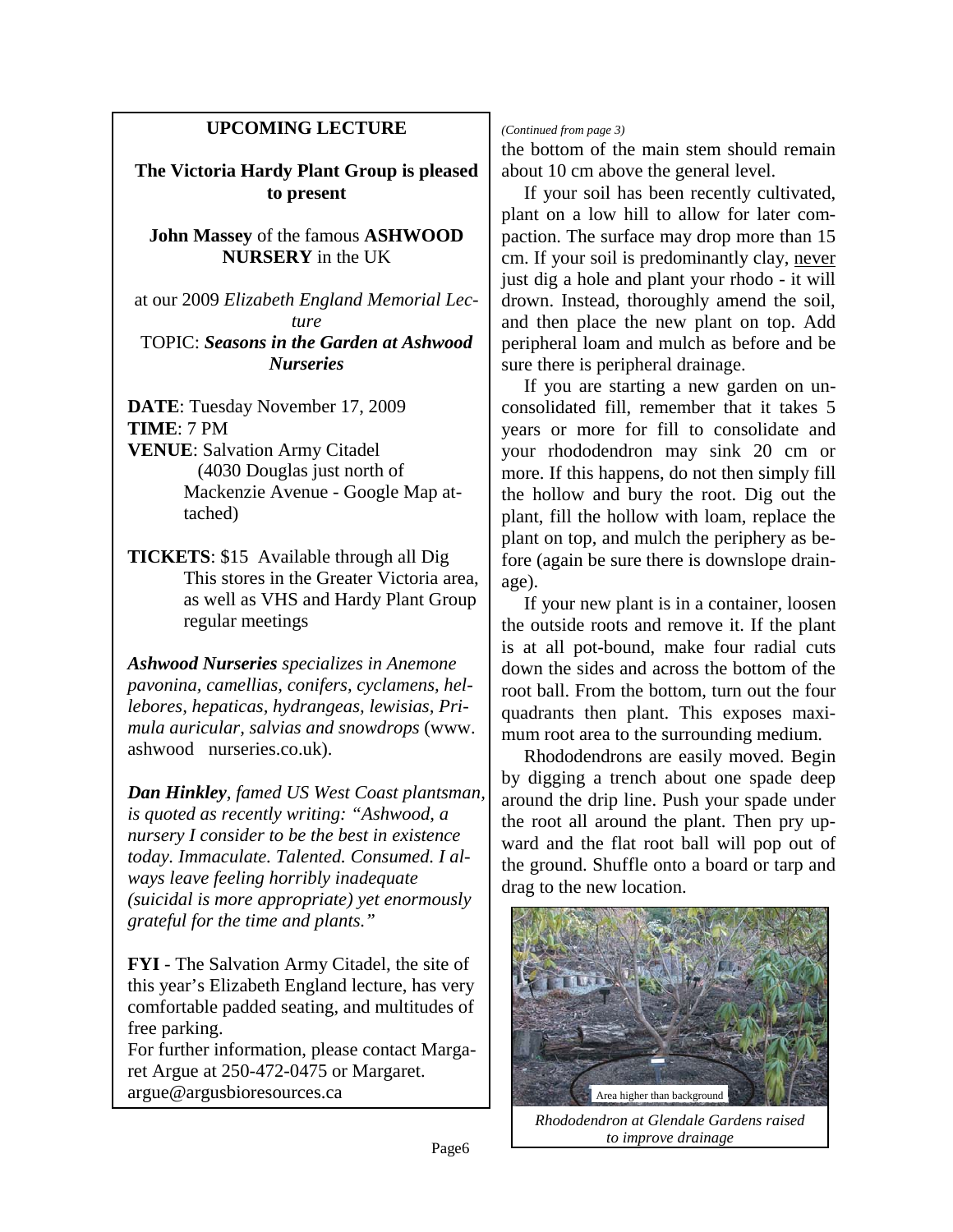## UPCOMING LECTURE

**The Victoria Hardy Plant Group is pleased to present**

**John Massey** of the famous **ASHWOOD NURSERY** in the UK

at our 2009 *Elizabeth England Memorial Lecture*

TOPIC: ***Seasons in the Garden at Ashwood Nurseries***

**DATE**: Tuesday November 17, 2009
**TIME**: 7 PM
**VENUE**: Salvation Army Citadel (4030 Douglas just north of Mackenzie Avenue - Google Map attached)

**TICKETS**: $15 Available through all Dig This stores in the Greater Victoria area, as well as VHS and Hardy Plant Group regular meetings

***Ashwood Nurseries*** *specializes in Anemone pavonina, camellias, conifers, cyclamens, hellebores, hepaticas, hydrangeas, lewisias, Primula auricular, salvias and snowdrops* (www.ashwood nurseries.co.uk).

***Dan Hinkley****, famed US West Coast plantsman, is quoted as recently writing: "Ashwood, a nursery I consider to be the best in existence today. Immaculate. Talented. Consumed. I always leave feeling horribly inadequate (suicidal is more appropriate) yet enormously grateful for the time and plants."*

**FYI** - The Salvation Army Citadel, the site of this year's Elizabeth England lecture, has very comfortable padded seating, and multitudes of free parking.

For further information, please contact Margaret Argue at 250-472-0475 or Margaret.argue@argusbioresources.ca

*(Continued from page 3)*

the bottom of the main stem should remain about 10 cm above the general level.

If your soil has been recently cultivated, plant on a low hill to allow for later compaction. The surface may drop more than 15 cm. If your soil is predominantly clay, never just dig a hole and plant your rhodo - it will drown. Instead, thoroughly amend the soil, and then place the new plant on top. Add peripheral loam and mulch as before and be sure there is peripheral drainage.

If you are starting a new garden on unconsolidated fill, remember that it takes 5 years or more for fill to consolidate and your rhododendron may sink 20 cm or more. If this happens, do not then simply fill the hollow and bury the root. Dig out the plant, fill the hollow with loam, replace the plant on top, and mulch the periphery as before (again be sure there is downslope drainage).

If your new plant is in a container, loosen the outside roots and remove it. If the plant is at all pot-bound, make four radial cuts down the sides and across the bottom of the root ball. From the bottom, turn out the four quadrants then plant. This exposes maximum root area to the surrounding medium.

Rhododendrons are easily moved. Begin by digging a trench about one spade deep around the drip line. Push your spade under the root all around the plant. Then pry upward and the flat root ball will pop out of the ground. Shuffle onto a board or tarp and drag to the new location.

Area higher than background

*Rhododendron at Glendale Gardens raised to improve drainage*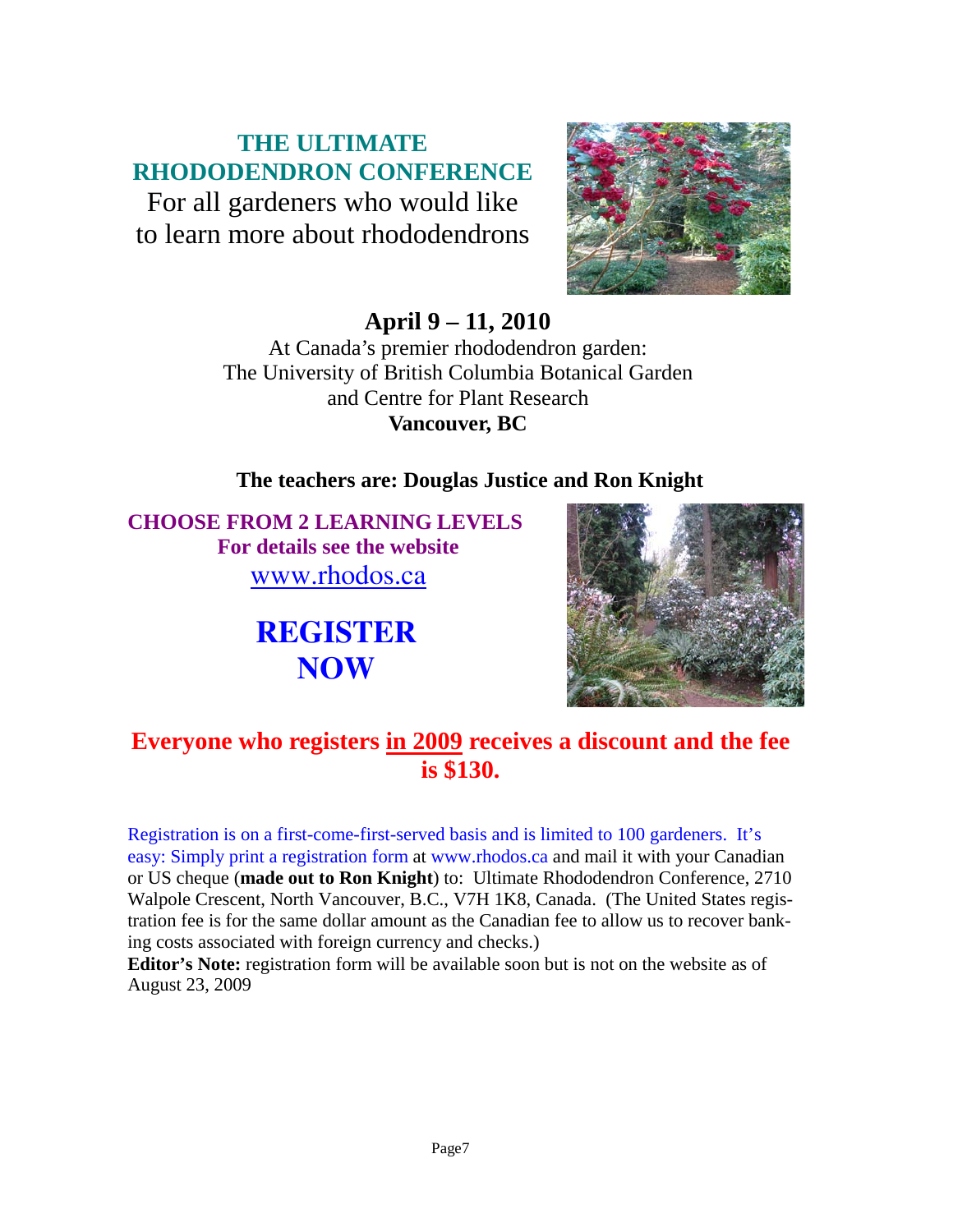# THE ULTIMATE RHODODENDRON CONFERENCE

For all gardeners who would like to learn more about rhododendrons

## April 9 – 11, 2010

At Canada's premier rhododendron garden:
The University of British Columbia Botanical Garden and Centre for Plant Research
**Vancouver, BC**

**The teachers are: Douglas Justice and Ron Knight**

**CHOOSE FROM 2 LEARNING LEVELS**
**For details see the website**
www.rhodos.ca

## REGISTER NOW

**Everyone who registers in 2009 receives a discount and the fee is $130.**

Registration is on a first-come-first-served basis and is limited to 100 gardeners. It's easy: Simply print a registration form at www.rhodos.ca and mail it with your Canadian or US cheque (**made out to Ron Knight**) to: Ultimate Rhododendron Conference, 2710 Walpole Crescent, North Vancouver, B.C., V7H 1K8, Canada. (The United States registration fee is for the same dollar amount as the Canadian fee to allow us to recover banking costs associated with foreign currency and checks.)

**Editor's Note:** registration form will be available soon but is not on the website as of August 23, 2009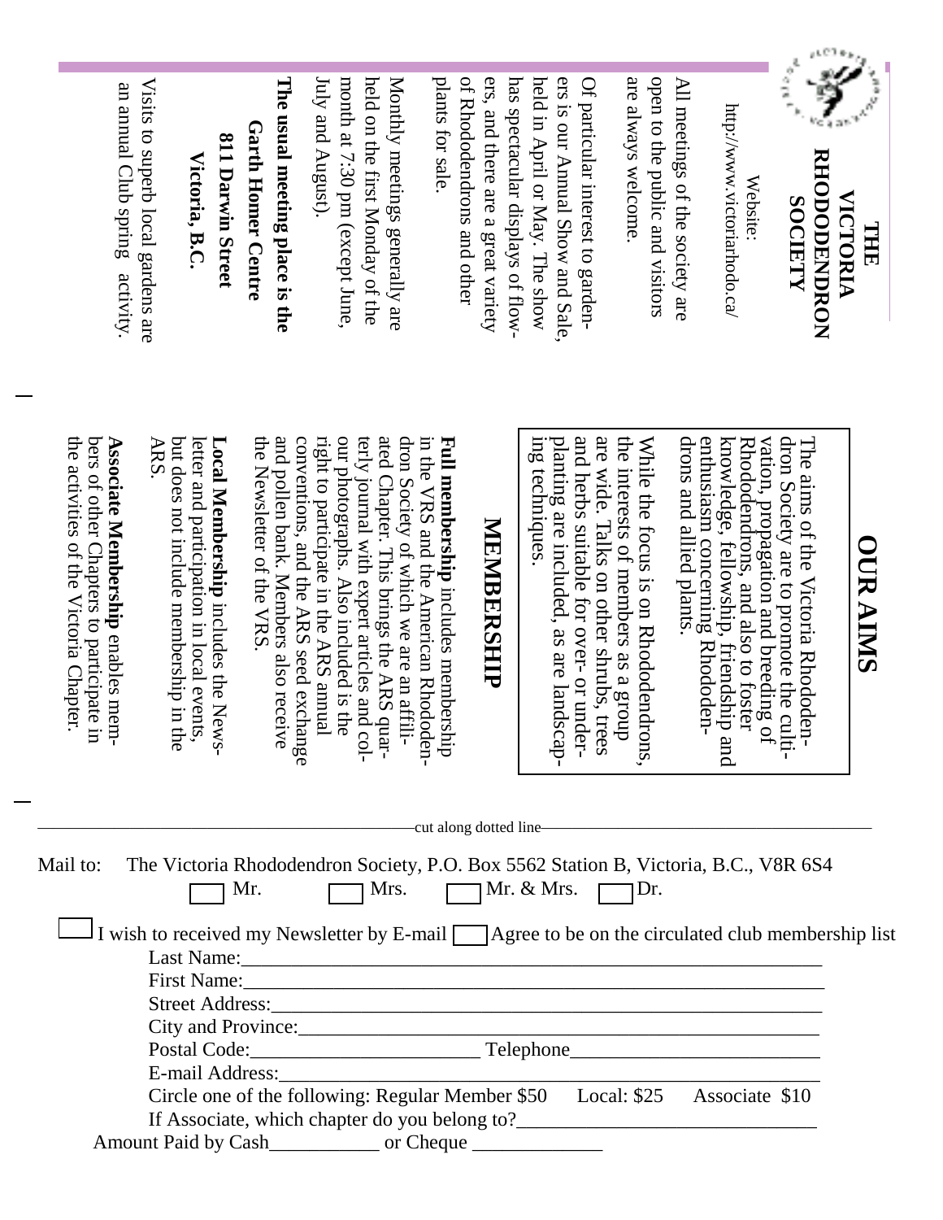# THE VICTORIA RHODODENDRON SOCIETY

Website:
http://www.victoriarhodo.ca/

All meetings of the society are open to the public and visitors are always welcome.

Of particular interest to gardeners is our Annual Show and Sale, held in April or May. The show has spectacular displays of flowers, and there are a great variety of Rhododendrons and other plants for sale.

Monthly meetings generally are held on the first Monday of the month at 7:30 pm (except June, July and August).

**The usual meeting place is the**

**Garth Homer Centre**

**811 Darwin Street**

**Victoria, B.C.**

Visits to superb local gardens are an annual Club spring activity.

# OUR AIMS

The aims of the Victoria Rhododendron Society are to promote the cultivation, propagation and breeding of Rhododendrons, and also to foster knowledge, fellowship, friendship and enthusiasm concerning Rhododendrons and allied plants.

While the focus is on Rhododendrons, the interests of members as a group are wide. Talks on other shrubs, trees and herbs suitable for over- or underplanting are included, as are landscaping techniques.

## MEMBERSHIP

**Full membership** includes membership in the VRS and the American Rhododendron Society of which we are an affiliated Chapter. This brings the ARS quarterly journal with expert articles and colour photographs. Also included is the right to participate in the ARS annual conventions, and the ARS seed exchange and pollen bank. Members also receive the Newsletter of the VRS.

**Local Membership** includes the Newsletter and participation in local events, but does not include membership in the ARS.

**Associate Membership** enables members of other Chapters to participate in the activities of the Victoria Chapter.

---

cut along dotted line

Mail to: The Victoria Rhododendron Society, P.O. Box 5562 Station B, Victoria, B.C., V8R 6S4

☐ Mr. ☐ Mrs. ☐ Mr. & Mrs. ☐ Dr.

☐ I wish to received my Newsletter by E-mail ☐ Agree to be on the circulated club membership list

Last Name:\_\_\_\_\_\_\_\_\_\_\_\_\_\_\_\_\_\_\_\_\_\_\_\_\_\_\_\_\_\_\_\_\_\_\_\_

First Name:\_\_\_\_\_\_\_\_\_\_\_\_\_\_\_\_\_\_\_\_\_\_\_\_\_\_\_\_\_\_\_\_\_\_\_\_

Street Address:\_\_\_\_\_\_\_\_\_\_\_\_\_\_\_\_\_\_\_\_\_\_\_\_\_\_\_\_\_\_\_\_

City and Province:\_\_\_\_\_\_\_\_\_\_\_\_\_\_\_\_\_\_\_\_\_\_\_\_\_\_\_\_\_\_

Postal Code:\_\_\_\_\_\_\_\_\_\_\_\_\_\_\_\_ Telephone\_\_\_\_\_\_\_\_\_\_\_\_\_\_\_\_

E-mail Address:\_\_\_\_\_\_\_\_\_\_\_\_\_\_\_\_\_\_\_\_\_\_\_\_\_\_\_\_\_\_\_\_

Circle one of the following: Regular Member $50 Local: $25 Associate $10

If Associate, which chapter do you belong to?\_\_\_\_\_\_\_\_\_\_\_\_\_\_\_\_\_\_\_\_

Amount Paid by Cash\_\_\_\_\_\_\_\_\_\_ or Cheque \_\_\_\_\_\_\_\_\_\_